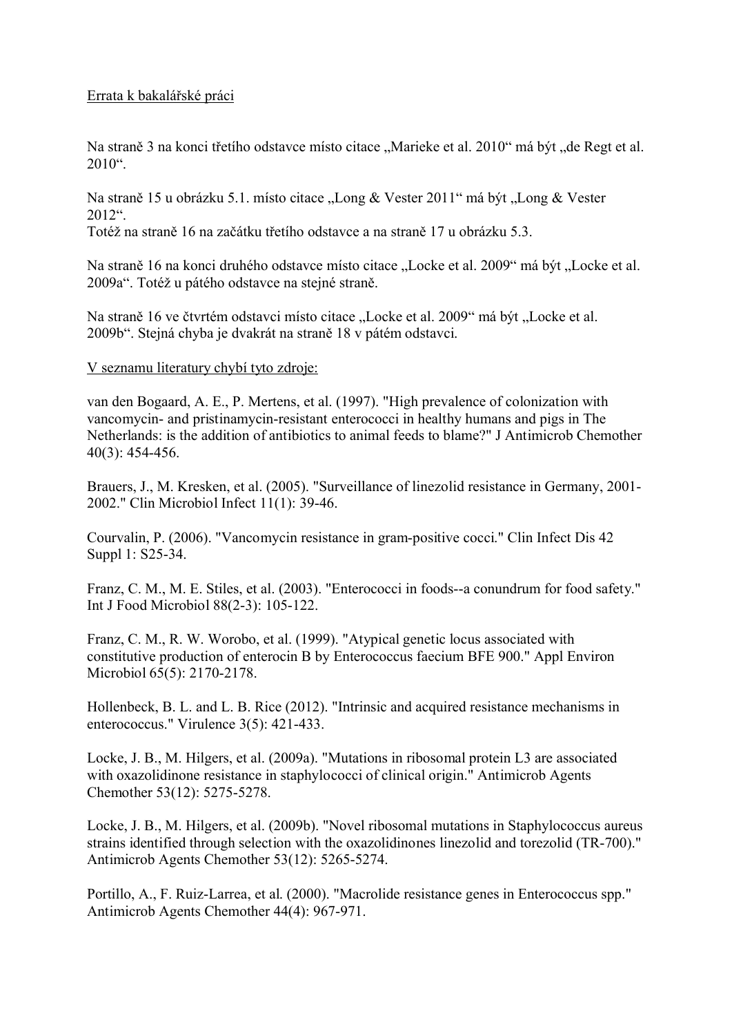Errata k bakalářské práci

Na straně 3 na konci třetího odstavce místo citace „Marieke et al. 2010“ má být „de Regt et al. 2010“.

Na straně 15 u obrázku 5.1. místo citace „Long & Vester 2011“ má být „Long & Vester 2012“.
Totéž na straně 16 na začátku třetího odstavce a na straně 17 u obrázku 5.3.

Na straně 16 na konci druhého odstavce místo citace „Locke et al. 2009“ má být „Locke et al. 2009a“. Totéž u pátého odstavce na stejné straně.

Na straně 16 ve čtvrtém odstavci místo citace „Locke et al. 2009“ má být „Locke et al. 2009b“. Stejná chyba je dvakrát na straně 18 v pátém odstavci.

V seznamu literatury chybí tyto zdroje:

van den Bogaard, A. E., P. Mertens, et al. (1997). "High prevalence of colonization with vancomycin- and pristinamycin-resistant enterococci in healthy humans and pigs in The Netherlands: is the addition of antibiotics to animal feeds to blame?" J Antimicrob Chemother 40(3): 454-456.

Brauers, J., M. Kresken, et al. (2005). "Surveillance of linezolid resistance in Germany, 2001-2002." Clin Microbiol Infect 11(1): 39-46.

Courvalin, P. (2006). "Vancomycin resistance in gram-positive cocci." Clin Infect Dis 42 Suppl 1: S25-34.

Franz, C. M., M. E. Stiles, et al. (2003). "Enterococci in foods--a conundrum for food safety." Int J Food Microbiol 88(2-3): 105-122.

Franz, C. M., R. W. Worobo, et al. (1999). "Atypical genetic locus associated with constitutive production of enterocin B by Enterococcus faecium BFE 900." Appl Environ Microbiol 65(5): 2170-2178.

Hollenbeck, B. L. and L. B. Rice (2012). "Intrinsic and acquired resistance mechanisms in enterococcus." Virulence 3(5): 421-433.

Locke, J. B., M. Hilgers, et al. (2009a). "Mutations in ribosomal protein L3 are associated with oxazolidinone resistance in staphylococci of clinical origin." Antimicrob Agents Chemother 53(12): 5275-5278.

Locke, J. B., M. Hilgers, et al. (2009b). "Novel ribosomal mutations in Staphylococcus aureus strains identified through selection with the oxazolidinones linezolid and torezolid (TR-700)." Antimicrob Agents Chemother 53(12): 5265-5274.

Portillo, A., F. Ruiz-Larrea, et al. (2000). "Macrolide resistance genes in Enterococcus spp." Antimicrob Agents Chemother 44(4): 967-971.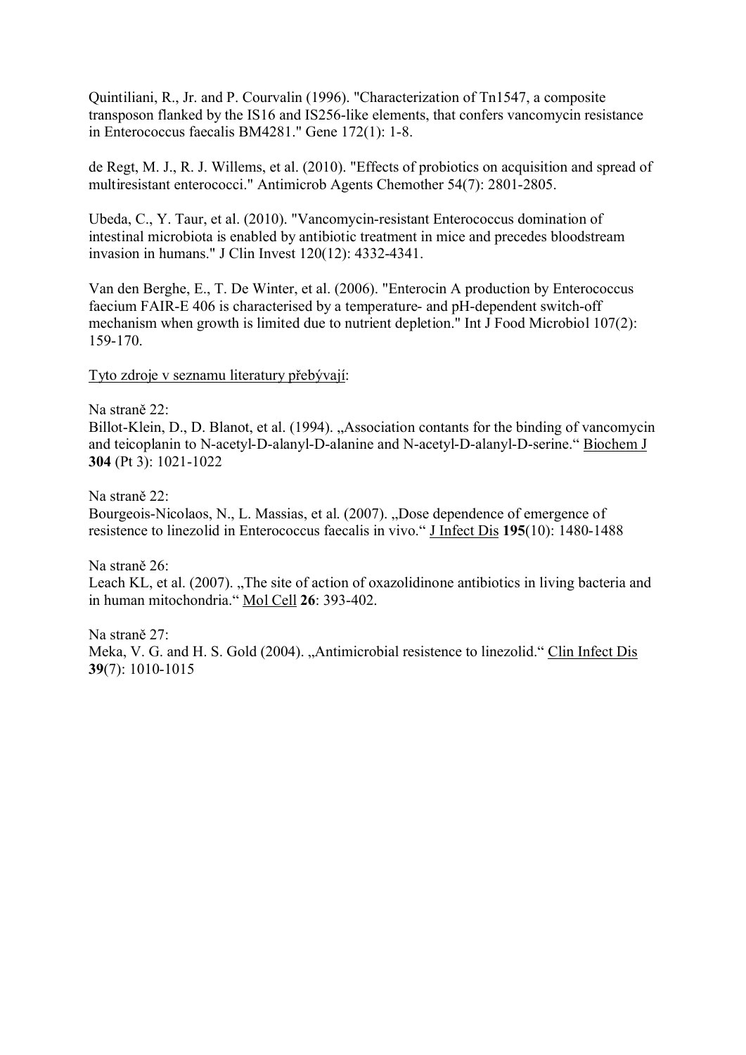Quintiliani, R., Jr. and P. Courvalin (1996). "Characterization of Tn1547, a composite transposon flanked by the IS16 and IS256-like elements, that confers vancomycin resistance in Enterococcus faecalis BM4281." Gene 172(1): 1-8.

de Regt, M. J., R. J. Willems, et al. (2010). "Effects of probiotics on acquisition and spread of multiresistant enterococci." Antimicrob Agents Chemother 54(7): 2801-2805.

Ubeda, C., Y. Taur, et al. (2010). "Vancomycin-resistant Enterococcus domination of intestinal microbiota is enabled by antibiotic treatment in mice and precedes bloodstream invasion in humans." J Clin Invest 120(12): 4332-4341.

Van den Berghe, E., T. De Winter, et al. (2006). "Enterocin A production by Enterococcus faecium FAIR-E 406 is characterised by a temperature- and pH-dependent switch-off mechanism when growth is limited due to nutrient depletion." Int J Food Microbiol 107(2): 159-170.

<u>Tyto zdroje v seznamu literatury přebývají</u>:

Na straně 22:
Billot-Klein, D., D. Blanot, et al. (1994). „Association contants for the binding of vancomycin and teicoplanin to N-acetyl-D-alanyl-D-alanine and N-acetyl-D-alanyl-D-serine." <u>Biochem J</u> **304** (Pt 3): 1021-1022

Na straně 22:
Bourgeois-Nicolaos, N., L. Massias, et al. (2007). „Dose dependence of emergence of resistence to linezolid in Enterococcus faecalis in vivo." <u>J Infect Dis</u> **195**(10): 1480-1488

Na straně 26:
Leach KL, et al. (2007). „The site of action of oxazolidinone antibiotics in living bacteria and in human mitochondria." <u>Mol Cell</u> **26**: 393-402.

Na straně 27:
Meka, V. G. and H. S. Gold (2004). „Antimicrobial resistence to linezolid." <u>Clin Infect Dis</u> **39**(7): 1010-1015